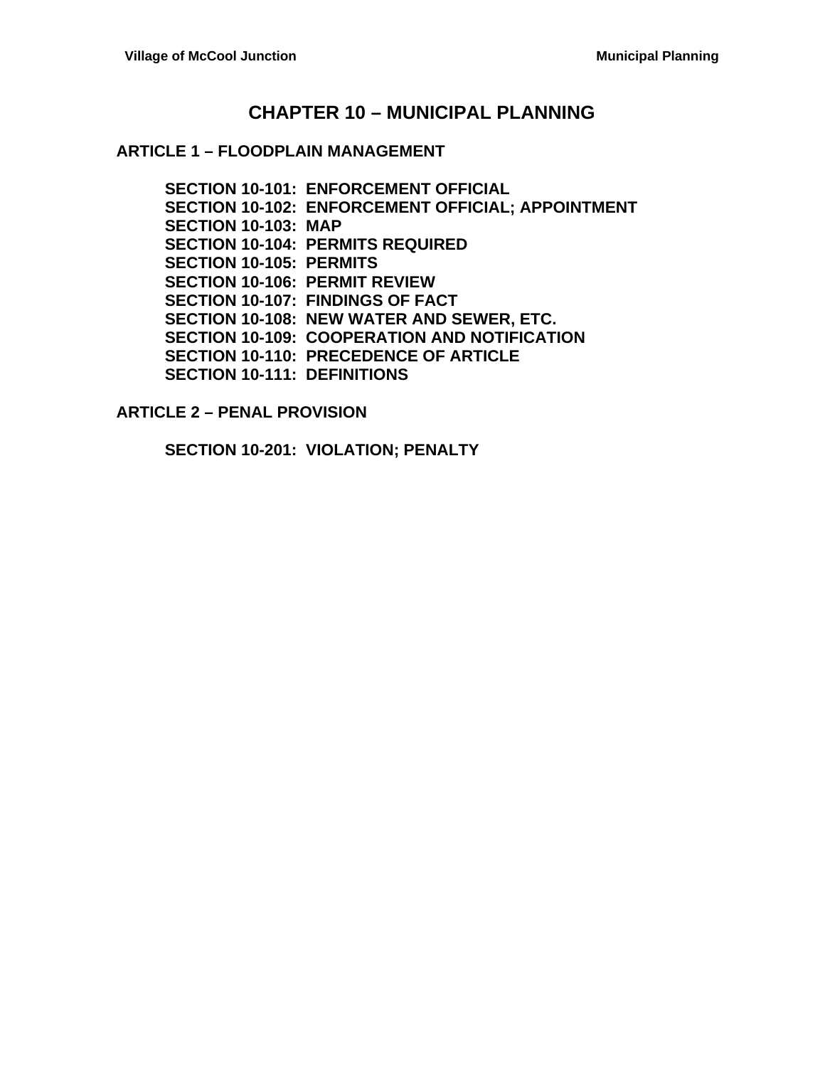# CHAPTER 10 – MUNICIPAL PLANNING

## ARTICLE 1 – FLOODPLAIN MANAGEMENT

**SECTION 10-101: ENFORCEMENT OFFICIAL**
**SECTION 10-102: ENFORCEMENT OFFICIAL; APPOINTMENT**
**SECTION 10-103: MAP**
**SECTION 10-104: PERMITS REQUIRED**
**SECTION 10-105: PERMITS**
**SECTION 10-106: PERMIT REVIEW**
**SECTION 10-107: FINDINGS OF FACT**
**SECTION 10-108: NEW WATER AND SEWER, ETC.**
**SECTION 10-109: COOPERATION AND NOTIFICATION**
**SECTION 10-110: PRECEDENCE OF ARTICLE**
**SECTION 10-111: DEFINITIONS**

## ARTICLE 2 – PENAL PROVISION

**SECTION 10-201: VIOLATION; PENALTY**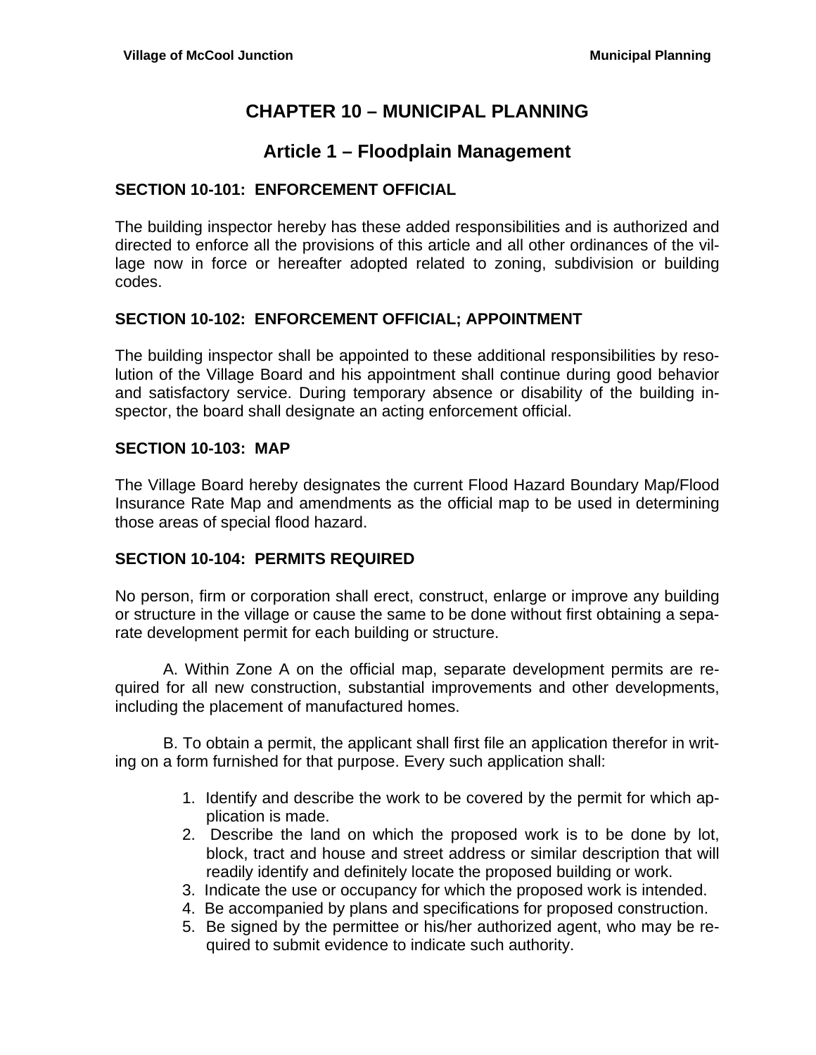# CHAPTER 10 – MUNICIPAL PLANNING

## Article 1 – Floodplain Management

### SECTION 10-101: ENFORCEMENT OFFICIAL

The building inspector hereby has these added responsibilities and is authorized and directed to enforce all the provisions of this article and all other ordinances of the village now in force or hereafter adopted related to zoning, subdivision or building codes.

### SECTION 10-102: ENFORCEMENT OFFICIAL; APPOINTMENT

The building inspector shall be appointed to these additional responsibilities by resolution of the Village Board and his appointment shall continue during good behavior and satisfactory service. During temporary absence or disability of the building inspector, the board shall designate an acting enforcement official.

### SECTION 10-103: MAP

The Village Board hereby designates the current Flood Hazard Boundary Map/Flood Insurance Rate Map and amendments as the official map to be used in determining those areas of special flood hazard.

### SECTION 10-104: PERMITS REQUIRED

No person, firm or corporation shall erect, construct, enlarge or improve any building or structure in the village or cause the same to be done without first obtaining a separate development permit for each building or structure.

A. Within Zone A on the official map, separate development permits are required for all new construction, substantial improvements and other developments, including the placement of manufactured homes.

B. To obtain a permit, the applicant shall first file an application therefor in writing on a form furnished for that purpose. Every such application shall:

1. Identify and describe the work to be covered by the permit for which application is made.
2. Describe the land on which the proposed work is to be done by lot, block, tract and house and street address or similar description that will readily identify and definitely locate the proposed building or work.
3. Indicate the use or occupancy for which the proposed work is intended.
4. Be accompanied by plans and specifications for proposed construction.
5. Be signed by the permittee or his/her authorized agent, who may be required to submit evidence to indicate such authority.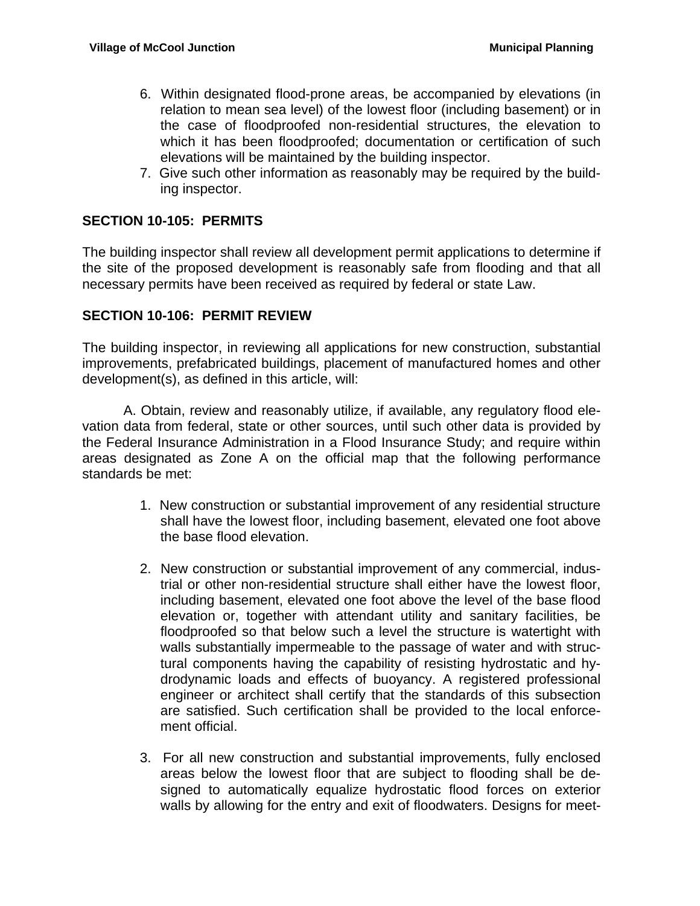6. Within designated flood-prone areas, be accompanied by elevations (in relation to mean sea level) of the lowest floor (including basement) or in the case of floodproofed non-residential structures, the elevation to which it has been floodproofed; documentation or certification of such elevations will be maintained by the building inspector.
7. Give such other information as reasonably may be required by the building inspector.

**SECTION 10-105: PERMITS**

The building inspector shall review all development permit applications to determine if the site of the proposed development is reasonably safe from flooding and that all necessary permits have been received as required by federal or state Law.

**SECTION 10-106: PERMIT REVIEW**

The building inspector, in reviewing all applications for new construction, substantial improvements, prefabricated buildings, placement of manufactured homes and other development(s), as defined in this article, will:

A. Obtain, review and reasonably utilize, if available, any regulatory flood elevation data from federal, state or other sources, until such other data is provided by the Federal Insurance Administration in a Flood Insurance Study; and require within areas designated as Zone A on the official map that the following performance standards be met:

1. New construction or substantial improvement of any residential structure shall have the lowest floor, including basement, elevated one foot above the base flood elevation.

2. New construction or substantial improvement of any commercial, industrial or other non-residential structure shall either have the lowest floor, including basement, elevated one foot above the level of the base flood elevation or, together with attendant utility and sanitary facilities, be floodproofed so that below such a level the structure is watertight with walls substantially impermeable to the passage of water and with structural components having the capability of resisting hydrostatic and hydrodynamic loads and effects of buoyancy. A registered professional engineer or architect shall certify that the standards of this subsection are satisfied. Such certification shall be provided to the local enforcement official.

3. For all new construction and substantial improvements, fully enclosed areas below the lowest floor that are subject to flooding shall be designed to automatically equalize hydrostatic flood forces on exterior walls by allowing for the entry and exit of floodwaters. Designs for meet-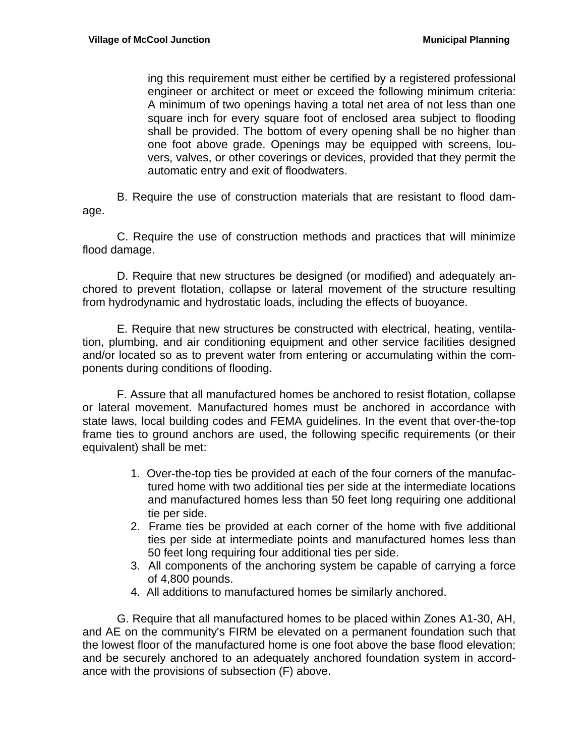ing this requirement must either be certified by a registered professional engineer or architect or meet or exceed the following minimum criteria: A minimum of two openings having a total net area of not less than one square inch for every square foot of enclosed area subject to flooding shall be provided. The bottom of every opening shall be no higher than one foot above grade. Openings may be equipped with screens, louvers, valves, or other coverings or devices, provided that they permit the automatic entry and exit of floodwaters.

B. Require the use of construction materials that are resistant to flood damage.

C. Require the use of construction methods and practices that will minimize flood damage.

D. Require that new structures be designed (or modified) and adequately anchored to prevent flotation, collapse or lateral movement of the structure resulting from hydrodynamic and hydrostatic loads, including the effects of buoyance.

E. Require that new structures be constructed with electrical, heating, ventilation, plumbing, and air conditioning equipment and other service facilities designed and/or located so as to prevent water from entering or accumulating within the components during conditions of flooding.

F. Assure that all manufactured homes be anchored to resist flotation, collapse or lateral movement. Manufactured homes must be anchored in accordance with state laws, local building codes and FEMA guidelines. In the event that over-the-top frame ties to ground anchors are used, the following specific requirements (or their equivalent) shall be met:

1. Over-the-top ties be provided at each of the four corners of the manufactured home with two additional ties per side at the intermediate locations and manufactured homes less than 50 feet long requiring one additional tie per side.
2. Frame ties be provided at each corner of the home with five additional ties per side at intermediate points and manufactured homes less than 50 feet long requiring four additional ties per side.
3. All components of the anchoring system be capable of carrying a force of 4,800 pounds.
4. All additions to manufactured homes be similarly anchored.

G. Require that all manufactured homes to be placed within Zones A1-30, AH, and AE on the community's FIRM be elevated on a permanent foundation such that the lowest floor of the manufactured home is one foot above the base flood elevation; and be securely anchored to an adequately anchored foundation system in accordance with the provisions of subsection (F) above.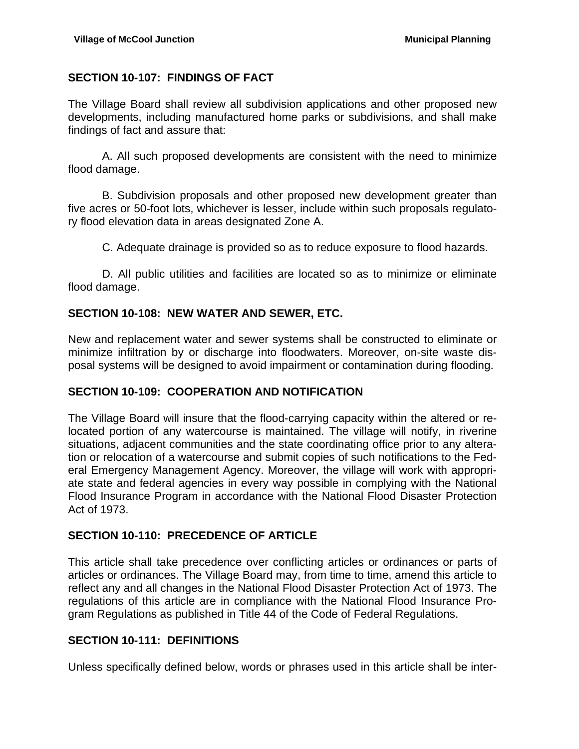## SECTION 10-107: FINDINGS OF FACT

The Village Board shall review all subdivision applications and other proposed new developments, including manufactured home parks or subdivisions, and shall make findings of fact and assure that:

A. All such proposed developments are consistent with the need to minimize flood damage.

B. Subdivision proposals and other proposed new development greater than five acres or 50-foot lots, whichever is lesser, include within such proposals regulatory flood elevation data in areas designated Zone A.

C. Adequate drainage is provided so as to reduce exposure to flood hazards.

D. All public utilities and facilities are located so as to minimize or eliminate flood damage.

## SECTION 10-108: NEW WATER AND SEWER, ETC.

New and replacement water and sewer systems shall be constructed to eliminate or minimize infiltration by or discharge into floodwaters. Moreover, on-site waste disposal systems will be designed to avoid impairment or contamination during flooding.

## SECTION 10-109: COOPERATION AND NOTIFICATION

The Village Board will insure that the flood-carrying capacity within the altered or relocated portion of any watercourse is maintained. The village will notify, in riverine situations, adjacent communities and the state coordinating office prior to any alteration or relocation of a watercourse and submit copies of such notifications to the Federal Emergency Management Agency. Moreover, the village will work with appropriate state and federal agencies in every way possible in complying with the National Flood Insurance Program in accordance with the National Flood Disaster Protection Act of 1973.

## SECTION 10-110: PRECEDENCE OF ARTICLE

This article shall take precedence over conflicting articles or ordinances or parts of articles or ordinances. The Village Board may, from time to time, amend this article to reflect any and all changes in the National Flood Disaster Protection Act of 1973. The regulations of this article are in compliance with the National Flood Insurance Program Regulations as published in Title 44 of the Code of Federal Regulations.

## SECTION 10-111: DEFINITIONS

Unless specifically defined below, words or phrases used in this article shall be inter-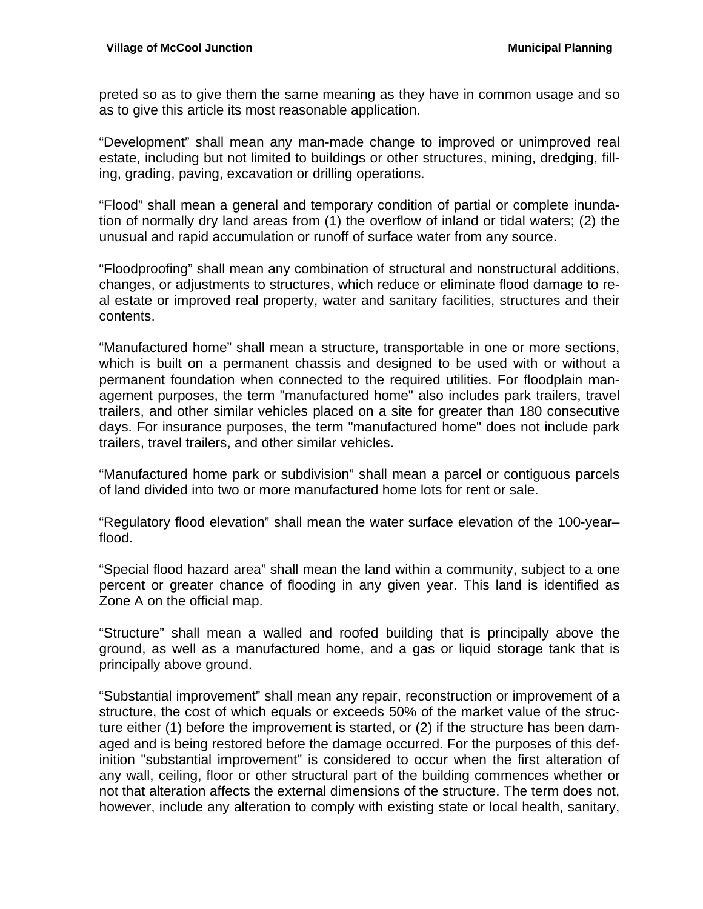preted so as to give them the same meaning as they have in common usage and so as to give this article its most reasonable application.

“Development” shall mean any man-made change to improved or unimproved real estate, including but not limited to buildings or other structures, mining, dredging, filling, grading, paving, excavation or drilling operations.

“Flood” shall mean a general and temporary condition of partial or complete inundation of normally dry land areas from (1) the overflow of inland or tidal waters; (2) the unusual and rapid accumulation or runoff of surface water from any source.

“Floodproofing” shall mean any combination of structural and nonstructural additions, changes, or adjustments to structures, which reduce or eliminate flood damage to real estate or improved real property, water and sanitary facilities, structures and their contents.

“Manufactured home” shall mean a structure, transportable in one or more sections, which is built on a permanent chassis and designed to be used with or without a permanent foundation when connected to the required utilities. For floodplain management purposes, the term "manufactured home" also includes park trailers, travel trailers, and other similar vehicles placed on a site for greater than 180 consecutive days. For insurance purposes, the term "manufactured home" does not include park trailers, travel trailers, and other similar vehicles.

“Manufactured home park or subdivision” shall mean a parcel or contiguous parcels of land divided into two or more manufactured home lots for rent or sale.

“Regulatory flood elevation” shall mean the water surface elevation of the 100-year–flood.

“Special flood hazard area” shall mean the land within a community, subject to a one percent or greater chance of flooding in any given year. This land is identified as Zone A on the official map.

“Structure” shall mean a walled and roofed building that is principally above the ground, as well as a manufactured home, and a gas or liquid storage tank that is principally above ground.

“Substantial improvement” shall mean any repair, reconstruction or improvement of a structure, the cost of which equals or exceeds 50% of the market value of the structure either (1) before the improvement is started, or (2) if the structure has been damaged and is being restored before the damage occurred. For the purposes of this definition "substantial improvement" is considered to occur when the first alteration of any wall, ceiling, floor or other structural part of the building commences whether or not that alteration affects the external dimensions of the structure. The term does not, however, include any alteration to comply with existing state or local health, sanitary,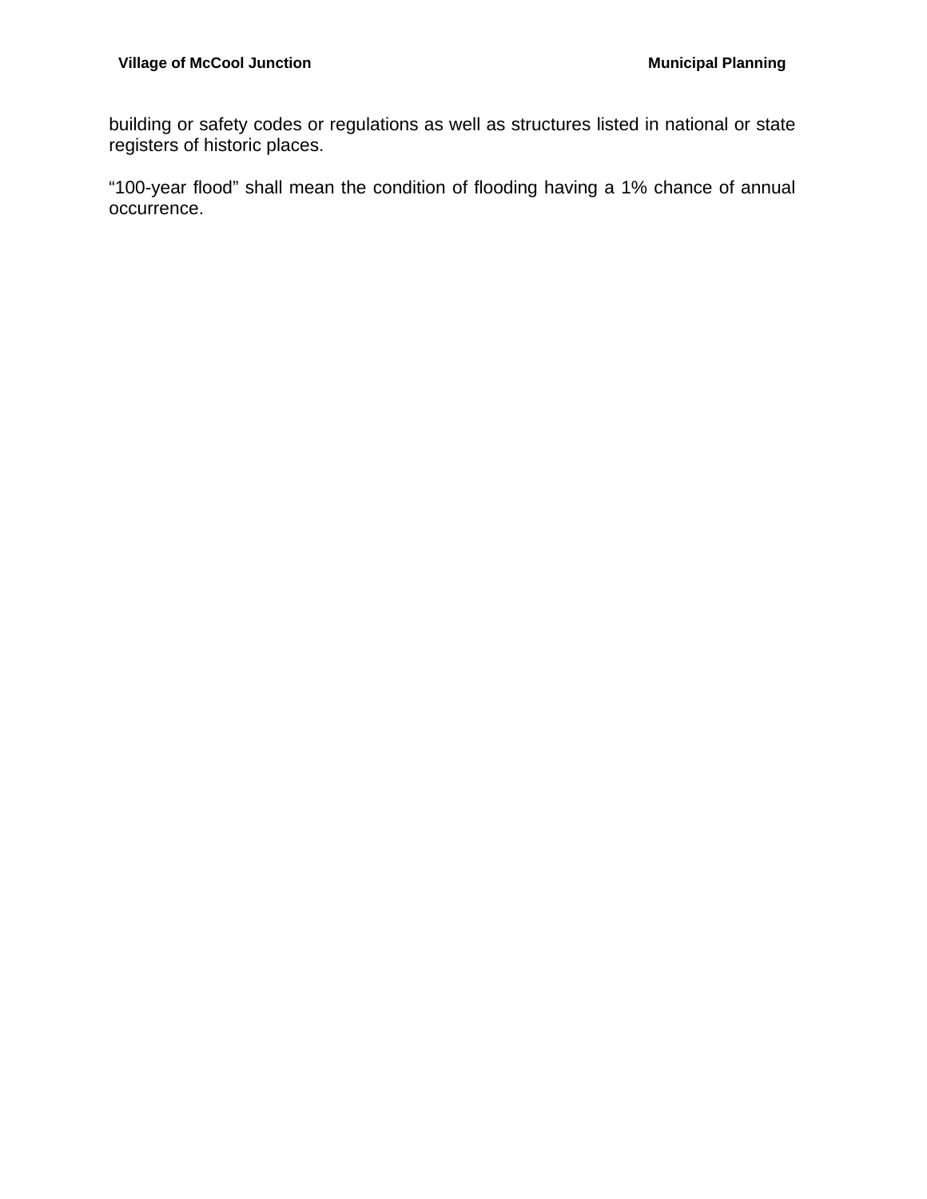building or safety codes or regulations as well as structures listed in national or state registers of historic places.

“100-year flood” shall mean the condition of flooding having a 1% chance of annual occurrence.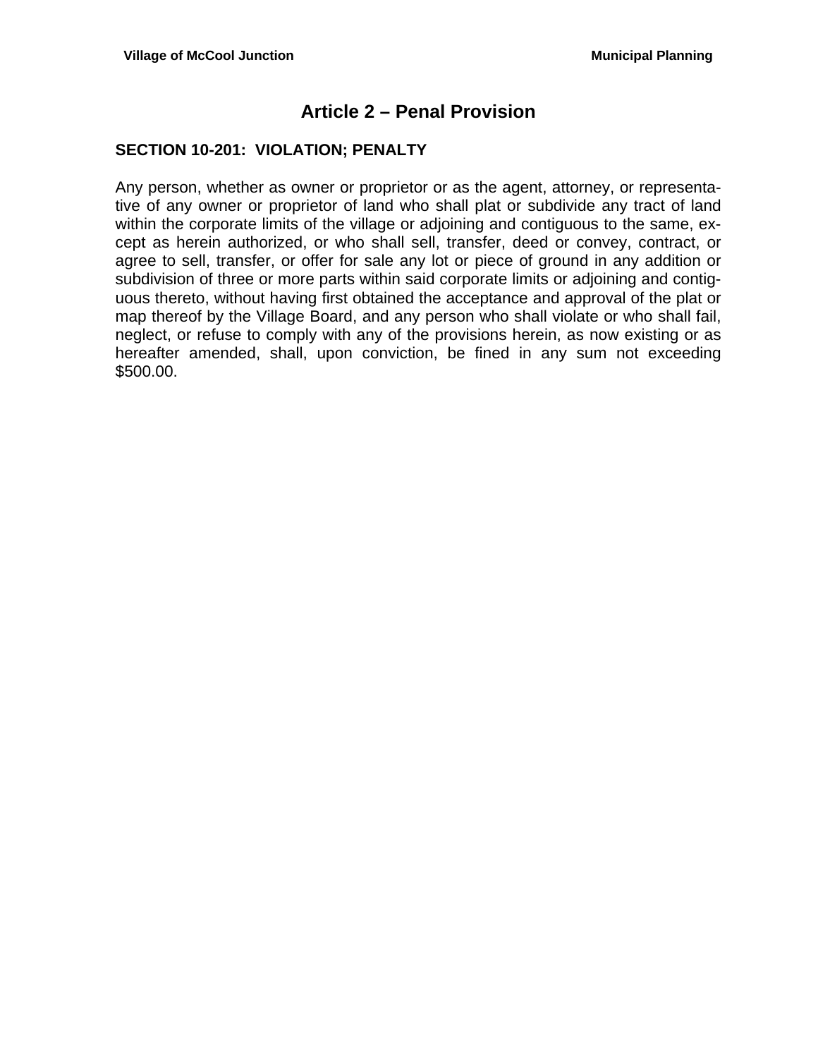# Article 2 – Penal Provision

## SECTION 10-201: VIOLATION; PENALTY

Any person, whether as owner or proprietor or as the agent, attorney, or representative of any owner or proprietor of land who shall plat or subdivide any tract of land within the corporate limits of the village or adjoining and contiguous to the same, except as herein authorized, or who shall sell, transfer, deed or convey, contract, or agree to sell, transfer, or offer for sale any lot or piece of ground in any addition or subdivision of three or more parts within said corporate limits or adjoining and contiguous thereto, without having first obtained the acceptance and approval of the plat or map thereof by the Village Board, and any person who shall violate or who shall fail, neglect, or refuse to comply with any of the provisions herein, as now existing or as hereafter amended, shall, upon conviction, be fined in any sum not exceeding $500.00.